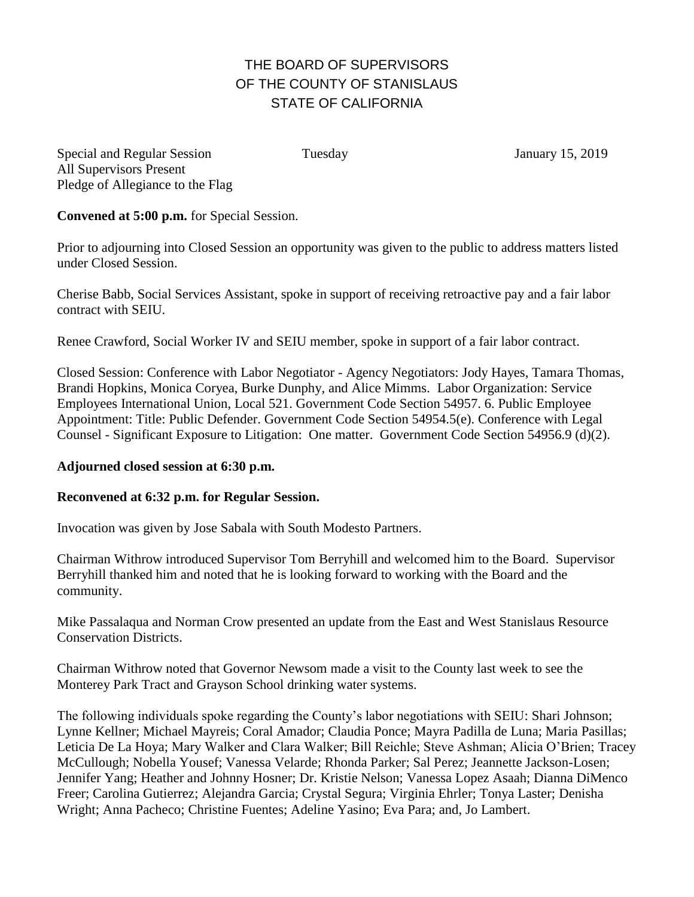# THE BOARD OF SUPERVISORS
# OF THE COUNTY OF STANISLAUS
# STATE OF CALIFORNIA

Special and Regular Session Tuesday January 15, 2019
All Supervisors Present
Pledge of Allegiance to the Flag

**Convened at 5:00 p.m.** for Special Session.

Prior to adjourning into Closed Session an opportunity was given to the public to address matters listed under Closed Session.

Cherise Babb, Social Services Assistant, spoke in support of receiving retroactive pay and a fair labor contract with SEIU.

Renee Crawford, Social Worker IV and SEIU member, spoke in support of a fair labor contract.

Closed Session: Conference with Labor Negotiator - Agency Negotiators: Jody Hayes, Tamara Thomas, Brandi Hopkins, Monica Coryea, Burke Dunphy, and Alice Mimms. Labor Organization: Service Employees International Union, Local 521. Government Code Section 54957. 6. Public Employee Appointment: Title: Public Defender. Government Code Section 54954.5(e). Conference with Legal Counsel - Significant Exposure to Litigation: One matter. Government Code Section 54956.9 (d)(2).

**Adjourned closed session at 6:30 p.m.**

**Reconvened at 6:32 p.m. for Regular Session.**

Invocation was given by Jose Sabala with South Modesto Partners.

Chairman Withrow introduced Supervisor Tom Berryhill and welcomed him to the Board. Supervisor Berryhill thanked him and noted that he is looking forward to working with the Board and the community.

Mike Passalaqua and Norman Crow presented an update from the East and West Stanislaus Resource Conservation Districts.

Chairman Withrow noted that Governor Newsom made a visit to the County last week to see the Monterey Park Tract and Grayson School drinking water systems.

The following individuals spoke regarding the County's labor negotiations with SEIU: Shari Johnson; Lynne Kellner; Michael Mayreis; Coral Amador; Claudia Ponce; Mayra Padilla de Luna; Maria Pasillas; Leticia De La Hoya; Mary Walker and Clara Walker; Bill Reichle; Steve Ashman; Alicia O'Brien; Tracey McCullough; Nobella Yousef; Vanessa Velarde; Rhonda Parker; Sal Perez; Jeannette Jackson-Losen; Jennifer Yang; Heather and Johnny Hosner; Dr. Kristie Nelson; Vanessa Lopez Asaah; Dianna DiMenco Freer; Carolina Gutierrez; Alejandra Garcia; Crystal Segura; Virginia Ehrler; Tonya Laster; Denisha Wright; Anna Pacheco; Christine Fuentes; Adeline Yasino; Eva Para; and, Jo Lambert.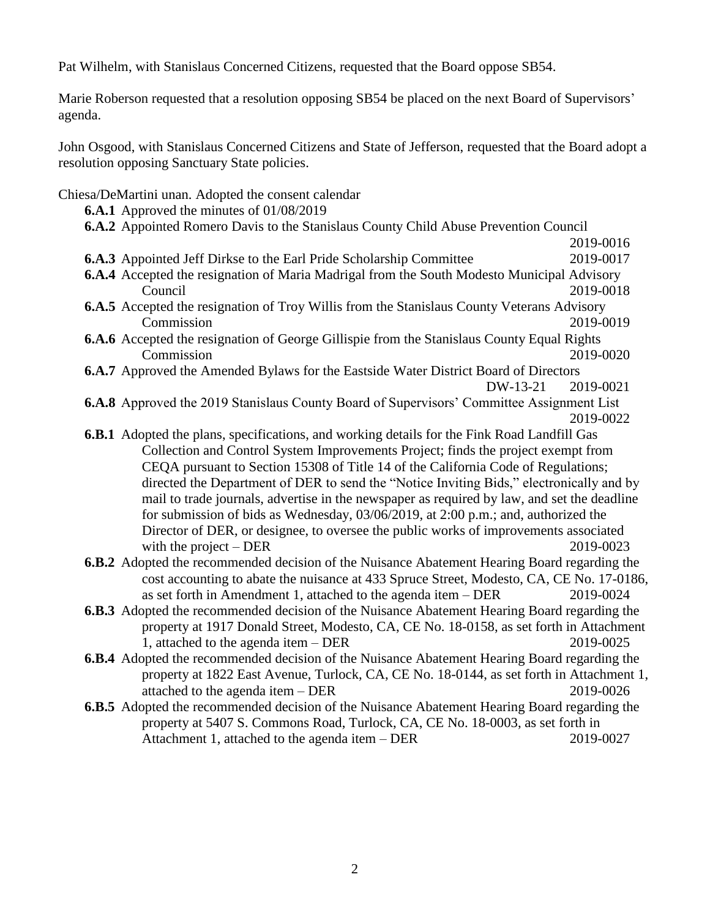Pat Wilhelm, with Stanislaus Concerned Citizens, requested that the Board oppose SB54.

Marie Roberson requested that a resolution opposing SB54 be placed on the next Board of Supervisors' agenda.

John Osgood, with Stanislaus Concerned Citizens and State of Jefferson, requested that the Board adopt a resolution opposing Sanctuary State policies.

Chiesa/DeMartini unan. Adopted the consent calendar

- **6.A.1** Approved the minutes of 01/08/2019
- **6.A.2** Appointed Romero Davis to the Stanislaus County Child Abuse Prevention Council 2019-0016
- **6.A.3** Appointed Jeff Dirkse to the Earl Pride Scholarship Committee 2019-0017
- **6.A.4** Accepted the resignation of Maria Madrigal from the South Modesto Municipal Advisory Council 2019-0018
- **6.A.5** Accepted the resignation of Troy Willis from the Stanislaus County Veterans Advisory Commission 2019-0019
- **6.A.6** Accepted the resignation of George Gillispie from the Stanislaus County Equal Rights Commission 2019-0020
- **6.A.7** Approved the Amended Bylaws for the Eastside Water District Board of Directors DW-13-21 2019-0021
- **6.A.8** Approved the 2019 Stanislaus County Board of Supervisors' Committee Assignment List 2019-0022
- **6.B.1** Adopted the plans, specifications, and working details for the Fink Road Landfill Gas Collection and Control System Improvements Project; finds the project exempt from CEQA pursuant to Section 15308 of Title 14 of the California Code of Regulations; directed the Department of DER to send the "Notice Inviting Bids," electronically and by mail to trade journals, advertise in the newspaper as required by law, and set the deadline for submission of bids as Wednesday, 03/06/2019, at 2:00 p.m.; and, authorized the Director of DER, or designee, to oversee the public works of improvements associated with the project – DER 2019-0023
- **6.B.2** Adopted the recommended decision of the Nuisance Abatement Hearing Board regarding the cost accounting to abate the nuisance at 433 Spruce Street, Modesto, CA, CE No. 17-0186, as set forth in Amendment 1, attached to the agenda item – DER 2019-0024
- **6.B.3** Adopted the recommended decision of the Nuisance Abatement Hearing Board regarding the property at 1917 Donald Street, Modesto, CA, CE No. 18-0158, as set forth in Attachment 1, attached to the agenda item – DER 2019-0025
- **6.B.4** Adopted the recommended decision of the Nuisance Abatement Hearing Board regarding the property at 1822 East Avenue, Turlock, CA, CE No. 18-0144, as set forth in Attachment 1, attached to the agenda item – DER 2019-0026
- **6.B.5** Adopted the recommended decision of the Nuisance Abatement Hearing Board regarding the property at 5407 S. Commons Road, Turlock, CA, CE No. 18-0003, as set forth in Attachment 1, attached to the agenda item – DER 2019-0027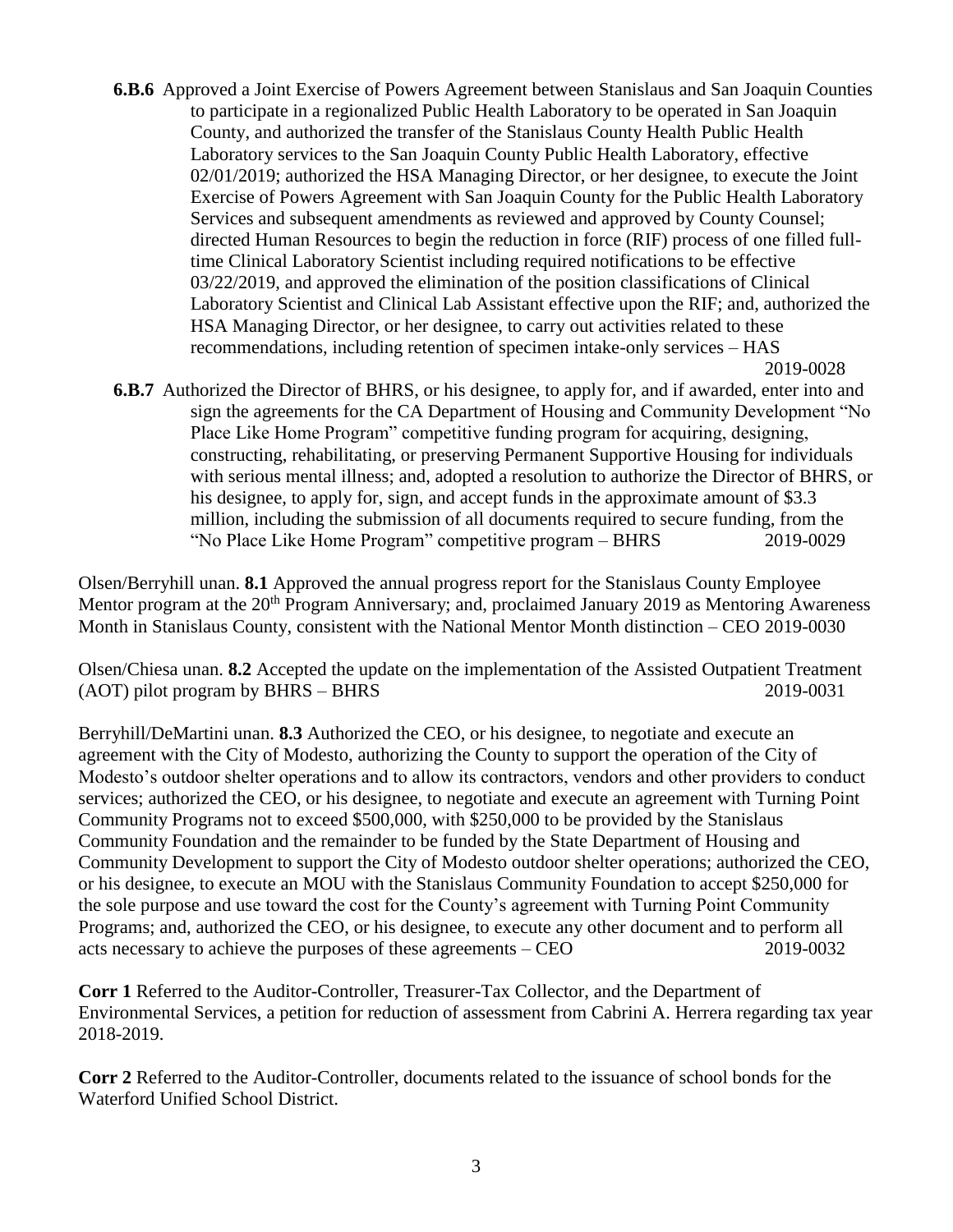**6.B.6** Approved a Joint Exercise of Powers Agreement between Stanislaus and San Joaquin Counties to participate in a regionalized Public Health Laboratory to be operated in San Joaquin County, and authorized the transfer of the Stanislaus County Health Public Health Laboratory services to the San Joaquin County Public Health Laboratory, effective 02/01/2019; authorized the HSA Managing Director, or her designee, to execute the Joint Exercise of Powers Agreement with San Joaquin County for the Public Health Laboratory Services and subsequent amendments as reviewed and approved by County Counsel; directed Human Resources to begin the reduction in force (RIF) process of one filled full-time Clinical Laboratory Scientist including required notifications to be effective 03/22/2019, and approved the elimination of the position classifications of Clinical Laboratory Scientist and Clinical Lab Assistant effective upon the RIF; and, authorized the HSA Managing Director, or her designee, to carry out activities related to these recommendations, including retention of specimen intake-only services – HAS 2019-0028

**6.B.7** Authorized the Director of BHRS, or his designee, to apply for, and if awarded, enter into and sign the agreements for the CA Department of Housing and Community Development "No Place Like Home Program" competitive funding program for acquiring, designing, constructing, rehabilitating, or preserving Permanent Supportive Housing for individuals with serious mental illness; and, adopted a resolution to authorize the Director of BHRS, or his designee, to apply for, sign, and accept funds in the approximate amount of $3.3 million, including the submission of all documents required to secure funding, from the "No Place Like Home Program" competitive program – BHRS 2019-0029

Olsen/Berryhill unan. **8.1** Approved the annual progress report for the Stanislaus County Employee Mentor program at the 20th Program Anniversary; and, proclaimed January 2019 as Mentoring Awareness Month in Stanislaus County, consistent with the National Mentor Month distinction – CEO 2019-0030

Olsen/Chiesa unan. **8.2** Accepted the update on the implementation of the Assisted Outpatient Treatment (AOT) pilot program by BHRS – BHRS 2019-0031

Berryhill/DeMartini unan. **8.3** Authorized the CEO, or his designee, to negotiate and execute an agreement with the City of Modesto, authorizing the County to support the operation of the City of Modesto's outdoor shelter operations and to allow its contractors, vendors and other providers to conduct services; authorized the CEO, or his designee, to negotiate and execute an agreement with Turning Point Community Programs not to exceed $500,000, with $250,000 to be provided by the Stanislaus Community Foundation and the remainder to be funded by the State Department of Housing and Community Development to support the City of Modesto outdoor shelter operations; authorized the CEO, or his designee, to execute an MOU with the Stanislaus Community Foundation to accept $250,000 for the sole purpose and use toward the cost for the County's agreement with Turning Point Community Programs; and, authorized the CEO, or his designee, to execute any other document and to perform all acts necessary to achieve the purposes of these agreements – CEO 2019-0032

**Corr 1** Referred to the Auditor-Controller, Treasurer-Tax Collector, and the Department of Environmental Services, a petition for reduction of assessment from Cabrini A. Herrera regarding tax year 2018-2019.

**Corr 2** Referred to the Auditor-Controller, documents related to the issuance of school bonds for the Waterford Unified School District.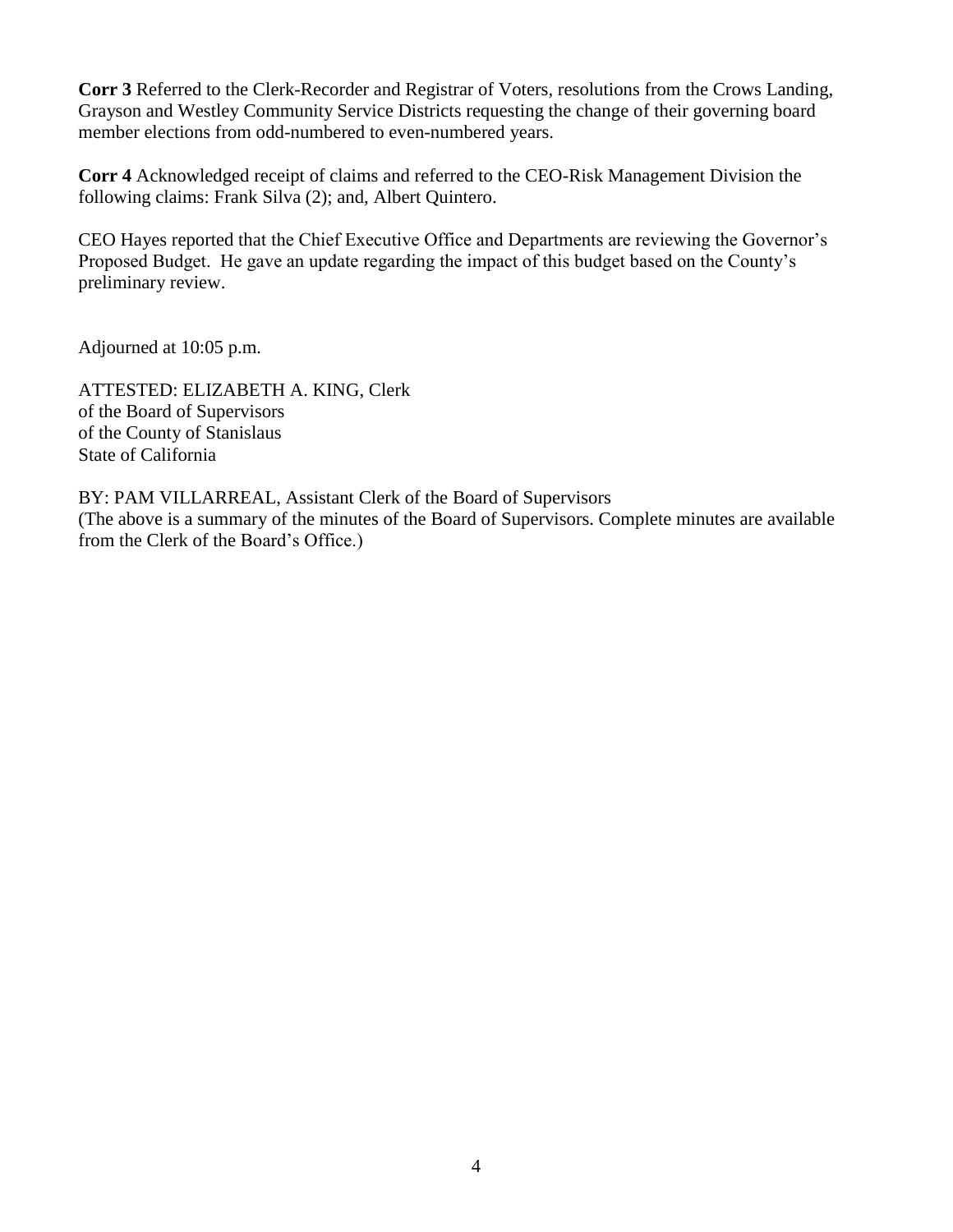**Corr 3** Referred to the Clerk-Recorder and Registrar of Voters, resolutions from the Crows Landing, Grayson and Westley Community Service Districts requesting the change of their governing board member elections from odd-numbered to even-numbered years.

**Corr 4** Acknowledged receipt of claims and referred to the CEO-Risk Management Division the following claims: Frank Silva (2); and, Albert Quintero.

CEO Hayes reported that the Chief Executive Office and Departments are reviewing the Governor's Proposed Budget. He gave an update regarding the impact of this budget based on the County's preliminary review.

Adjourned at 10:05 p.m.

ATTESTED: ELIZABETH A. KING, Clerk
of the Board of Supervisors
of the County of Stanislaus
State of California

BY: PAM VILLARREAL, Assistant Clerk of the Board of Supervisors
(The above is a summary of the minutes of the Board of Supervisors. Complete minutes are available from the Clerk of the Board's Office.)